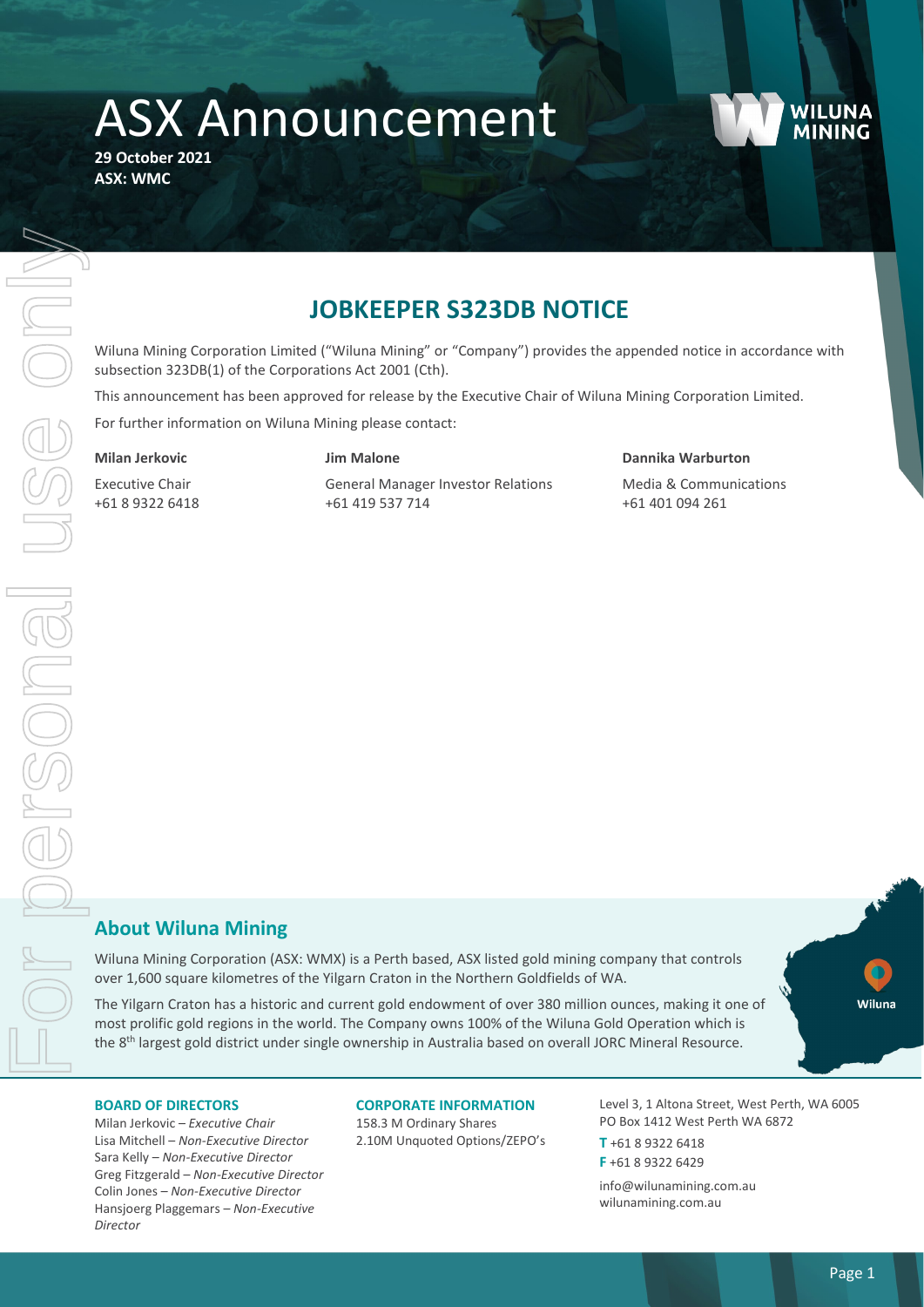# ASX Announcement

**29 October 2021**
**ASX: WMC**

## JOBKEEPER S323DB NOTICE

Wiluna Mining Corporation Limited ("Wiluna Mining" or "Company") provides the appended notice in accordance with subsection 323DB(1) of the Corporations Act 2001 (Cth).

This announcement has been approved for release by the Executive Chair of Wiluna Mining Corporation Limited.

For further information on Wiluna Mining please contact:

**Milan Jerkovic**
Executive Chair
+61 8 9322 6418

**Jim Malone**
General Manager Investor Relations
+61 419 537 714

**Dannika Warburton**
Media & Communications
+61 401 094 261

## About Wiluna Mining

Wiluna Mining Corporation (ASX: WMX) is a Perth based, ASX listed gold mining company that controls over 1,600 square kilometres of the Yilgarn Craton in the Northern Goldfields of WA.

The Yilgarn Craton has a historic and current gold endowment of over 380 million ounces, making it one of most prolific gold regions in the world. The Company owns 100% of the Wiluna Gold Operation which is the 8th largest gold district under single ownership in Australia based on overall JORC Mineral Resource.

**BOARD OF DIRECTORS**
Milan Jerkovic – *Executive Chair*
Lisa Mitchell – *Non-Executive Director*
Sara Kelly – *Non-Executive Director*
Greg Fitzgerald – *Non-Executive Director*
Colin Jones – *Non-Executive Director*
Hansjoerg Plaggemars – *Non-Executive Director*

**CORPORATE INFORMATION**
158.3 M Ordinary Shares
2.10M Unquoted Options/ZEPO's

Level 3, 1 Altona Street, West Perth, WA 6005
PO Box 1412 West Perth WA 6872
**T** +61 8 9322 6418
**F** +61 8 9322 6429
info@wilunamining.com.au
wilunamining.com.au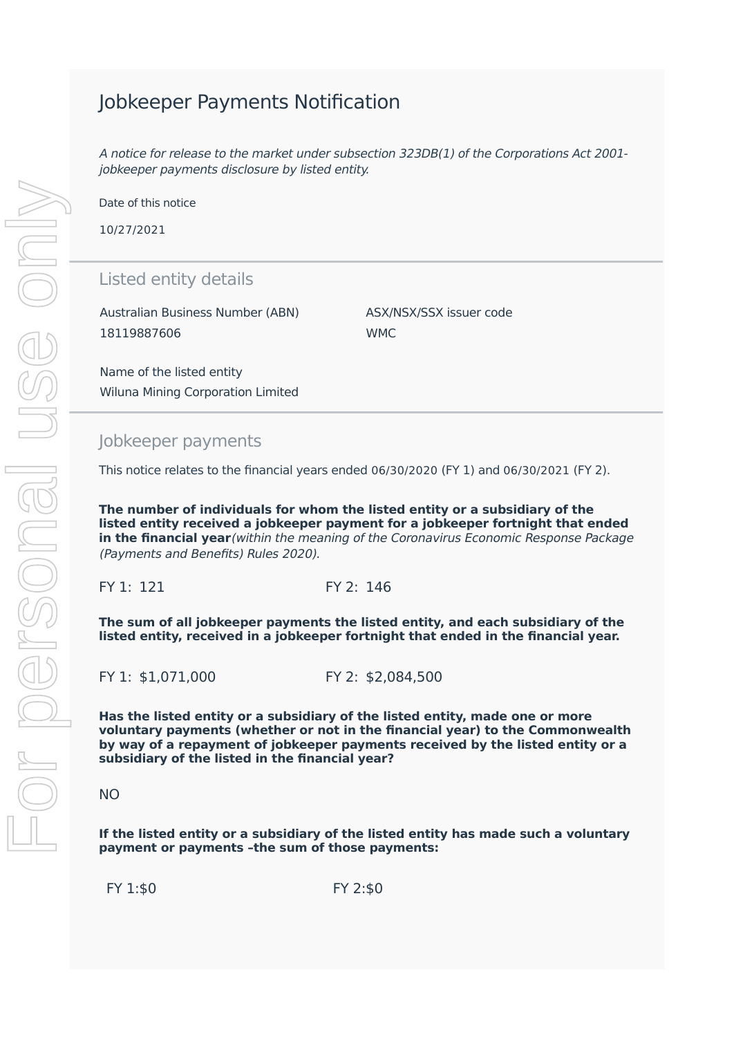# Jobkeeper Payments Notification

*A notice for release to the market under subsection 323DB(1) of the Corporations Act 2001- jobkeeper payments disclosure by listed entity.*

Date of this notice

10/27/2021

## Listed entity details

Australian Business Number (ABN)

18119887606

ASX/NSX/SSX issuer code

WMC

Name of the listed entity

Wiluna Mining Corporation Limited

## Jobkeeper payments

This notice relates to the financial years ended 06/30/2020 (FY 1) and 06/30/2021 (FY 2).

**The number of individuals for whom the listed entity or a subsidiary of the listed entity received a jobkeeper payment for a jobkeeper fortnight that ended in the financial year***(within the meaning of the Coronavirus Economic Response Package (Payments and Benefits) Rules 2020).*

FY 1: 121

FY 2: 146

**The sum of all jobkeeper payments the listed entity, and each subsidiary of the listed entity, received in a jobkeeper fortnight that ended in the financial year.**

FY 1: $1,071,000

FY 2: $2,084,500

**Has the listed entity or a subsidiary of the listed entity, made one or more voluntary payments (whether or not in the financial year) to the Commonwealth by way of a repayment of jobkeeper payments received by the listed entity or a subsidiary of the listed in the financial year?**

NO

**If the listed entity or a subsidiary of the listed entity has made such a voluntary payment or payments –the sum of those payments:**

FY 1:$0

FY 2:$0